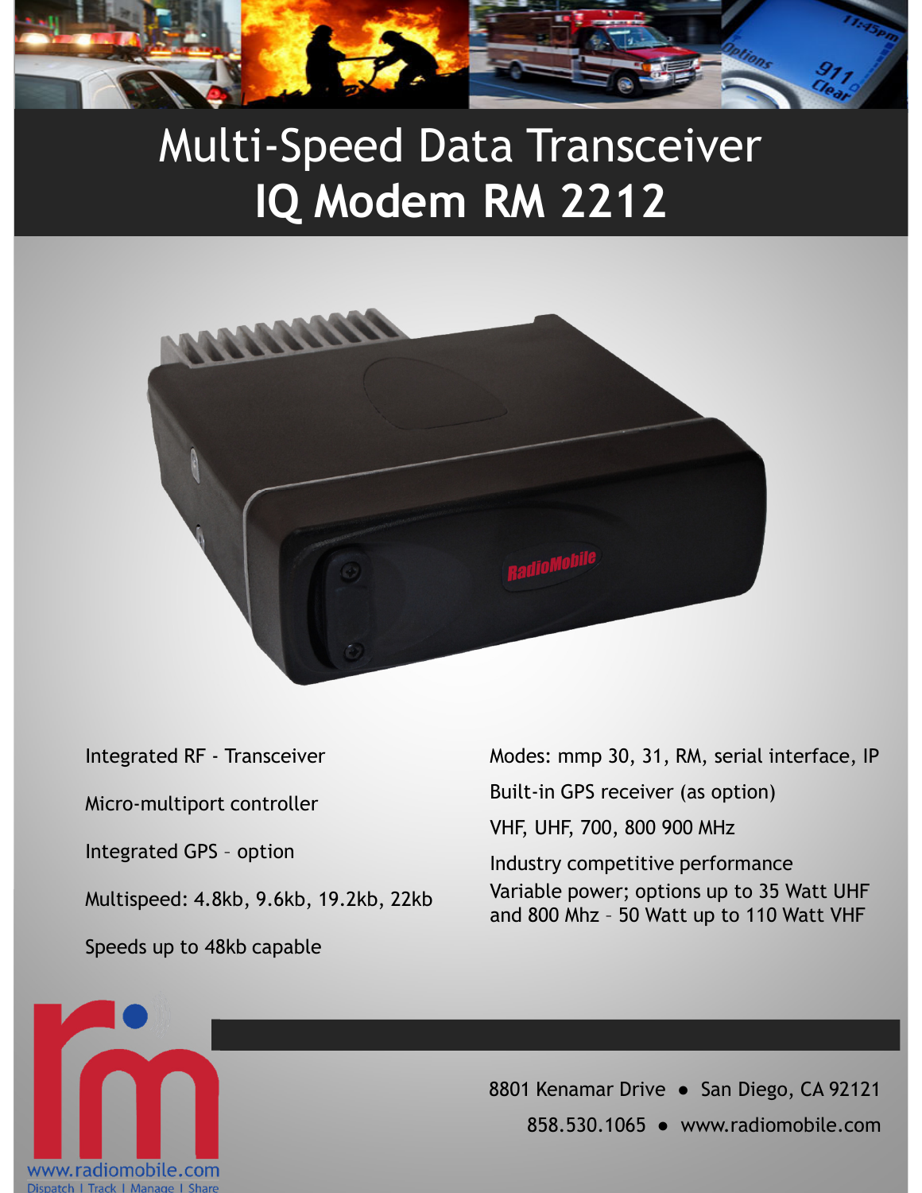# Multi-Speed Data Transceiver

# IQ Modem RM 2212

- Integrated RF - Transceiver
- Micro-multiport controller
- Integrated GPS – option
- Multispeed: 4.8kb, 9.6kb, 19.2kb, 22kb
- Speeds up to 48kb capable
- Modes: mmp 30, 31, RM, serial interface, IP
- Built-in GPS receiver (as option)
- VHF, UHF, 700, 800 900 MHz
- Industry competitive performance
- Variable power; options up to 35 Watt UHF and 800 Mhz – 50 Watt up to 110 Watt VHF

www.radiomobile.com

Dispatch | Track | Manage | Share

8801 Kenamar Drive ● San Diego, CA 92121

858.530.1065 ● www.radiomobile.com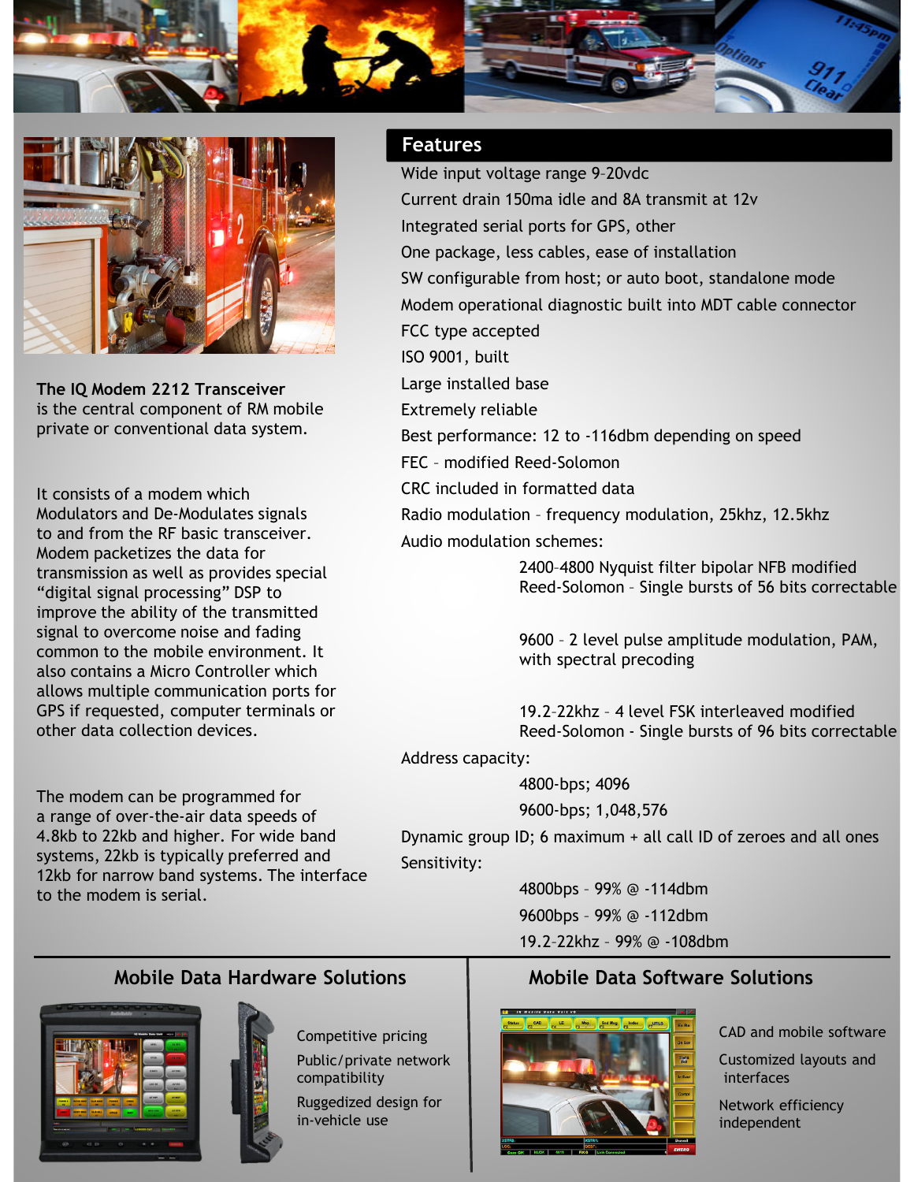**The IQ Modem 2212 Transceiver** is the central component of RM mobile private or conventional data system.

It consists of a modem which Modulators and De-Modulates signals to and from the RF basic transceiver. Modem packetizes the data for transmission as well as provides special "digital signal processing" DSP to improve the ability of the transmitted signal to overcome noise and fading common to the mobile environment. It also contains a Micro Controller which allows multiple communication ports for GPS if requested, computer terminals or other data collection devices.

The modem can be programmed for a range of over-the-air data speeds of 4.8kb to 22kb and higher. For wide band systems, 22kb is typically preferred and 12kb for narrow band systems. The interface to the modem is serial.

## Features

- Wide input voltage range 9–20vdc
- Current drain 150ma idle and 8A transmit at 12v
- Integrated serial ports for GPS, other
- One package, less cables, ease of installation
- SW configurable from host; or auto boot, standalone mode
- Modem operational diagnostic built into MDT cable connector
- FCC type accepted
- ISO 9001, built
- Large installed base
- Extremely reliable
- Best performance: 12 to -116dbm depending on speed
- FEC – modified Reed-Solomon
- CRC included in formatted data
- Radio modulation – frequency modulation, 25khz, 12.5khz
- Audio modulation schemes:
  - 2400–4800 Nyquist filter bipolar NFB modified Reed-Solomon – Single bursts of 56 bits correctable
  - 9600 – 2 level pulse amplitude modulation, PAM, with spectral precoding
  - 19.2–22khz – 4 level FSK interleaved modified Reed-Solomon - Single bursts of 96 bits correctable
- Address capacity:
  - 4800-bps; 4096
  - 9600-bps; 1,048,576
- Dynamic group ID; 6 maximum + all call ID of zeroes and all ones
- Sensitivity:
  - 4800bps – 99% @ -114dbm
  - 9600bps – 99% @ -112dbm
  - 19.2–22khz – 99% @ -108dbm

## Mobile Data Hardware Solutions

- Competitive pricing
- Public/private network compatibility
- Ruggedized design for in-vehicle use

## Mobile Data Software Solutions

- CAD and mobile software
- Customized layouts and interfaces
- Network efficiency independent